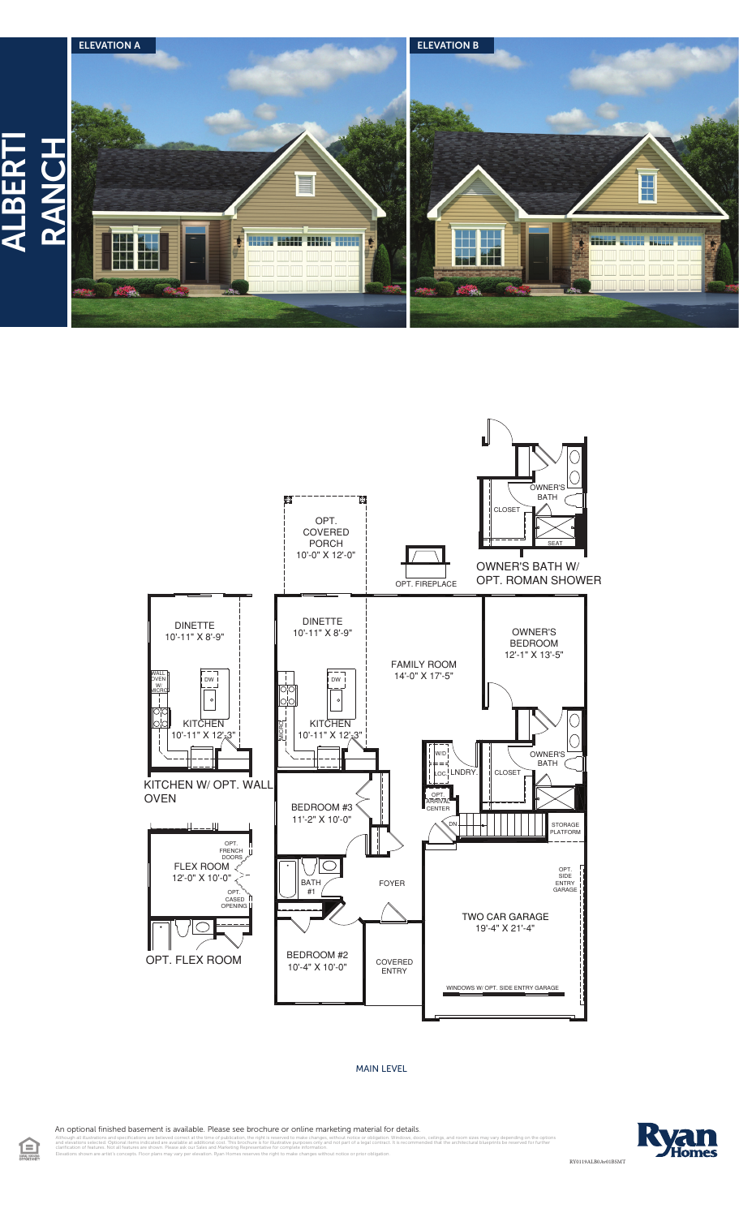# ALBERTI RANCH

ELEVATION A

ELEVATION B

OPT. COVERED PORCH
10'-0" X 12'-0"

OPT. FIREPLACE

OWNER'S BATH

CLOSET

SEAT

OWNER'S BATH W/ OPT. ROMAN SHOWER

DINETTE
10'-11" X 8'-9"

WALL OVEN W/ MICRO

DW

KITCHEN
10'-11" X 12'-3"

KITCHEN W/ OPT. WALL OVEN

DINETTE
10'-11" X 8'-9"

DW

MICRO

KITCHEN
10'-11" X 12'-3"

FAMILY ROOM
14'-0" X 17'-5"

OWNER'S BEDROOM
12'-1" X 13'-5"

W/D

LOC

LNDRY.

CLOSET

OWNER'S BATH

OPT. ARRIVAL CENTER

DN

STORAGE PLATFORM

BEDROOM #3
11'-2" X 10'-0"

OPT. FRENCH DOORS

FLEX ROOM
12'-0" X 10'-0"

OPT. CASED OPENING

OPT. FLEX ROOM

BATH #1

FOYER

OPT. SIDE ENTRY GARAGE

TWO CAR GARAGE
19'-4" X 21'-4"

BEDROOM #2
10'-4" X 10'-0"

COVERED ENTRY

WINDOWS W/ OPT. SIDE ENTRY GARAGE

MAIN LEVEL

An optional finished basement is available. Please see brochure or online marketing material for details.

Although all illustrations and specifications are believed correct at the time of publication, the right is reserved to make changes, without notice or obligation. Windows, doors, ceilings, and room sizes may vary depending on the options and elevations selected. Optional items indicated are available at additional cost. This brochure is for illustrative purposes only and not part of a legal contract. It is recommended that the architectural blueprints be reserved for further clarification of features. Not all features are shown. Please ask our Sales and Marketing Representative for complete information.
Elevations shown are artist's concepts. Floor plans may vary per elevation. Ryan Homes reserves the right to make changes without notice or prior obligation.

Ryan Homes

RY0119ALB0Av01BSMT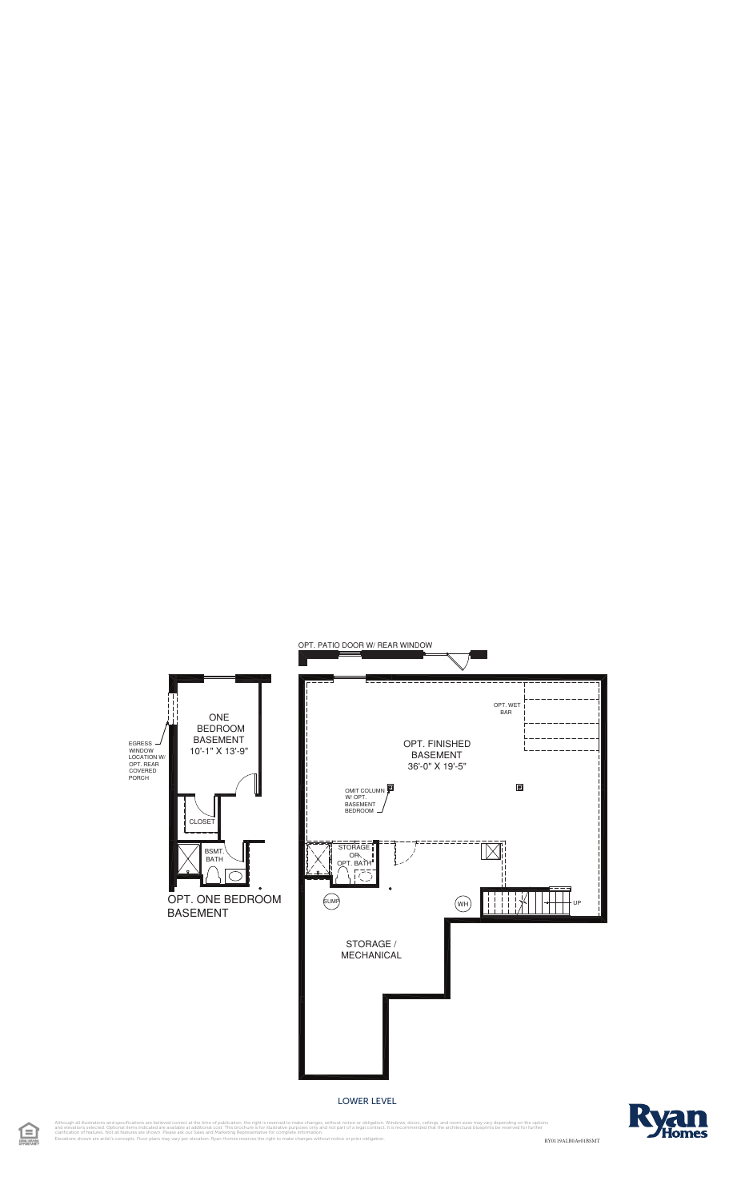OPT. PATIO DOOR W/ REAR WINDOW

OPT. WET BAR

OPT. FINISHED BASEMENT
36'-0" X 19'-5"

OMIT COLUMN W/ OPT. BASEMENT BEDROOM

STORAGE OR OPT. BATH

SUMP

WH

UP

STORAGE / MECHANICAL

EGRESS WINDOW LOCATION W/ OPT. REAR COVERED PORCH

ONE BEDROOM BASEMENT
10'-1" X 13'-9"

CLOSET

BSMT. BATH

OPT. ONE BEDROOM BASEMENT

LOWER LEVEL

Although all illustrations and specifications are believed correct at the time of publication, the right is reserved to make changes, without notice or obligation. Windows, doors, ceilings, and room sizes may vary depending on the options and elevations selected. Optional items indicated are available at additional cost. This brochure is for illustrative purposes only and not part of a legal contract. It is recommended that the architectural blueprints be reserved for further clarification of features. Not all features are shown. Please ask our Sales and Marketing Representative for complete information.
Elevations shown are artist's concepts. Floor plans may vary per elevation. Ryan Homes reserves the right to make changes without notice or prior obligation.

RY0119ALB0A¤01BSMT

Ryan Homes